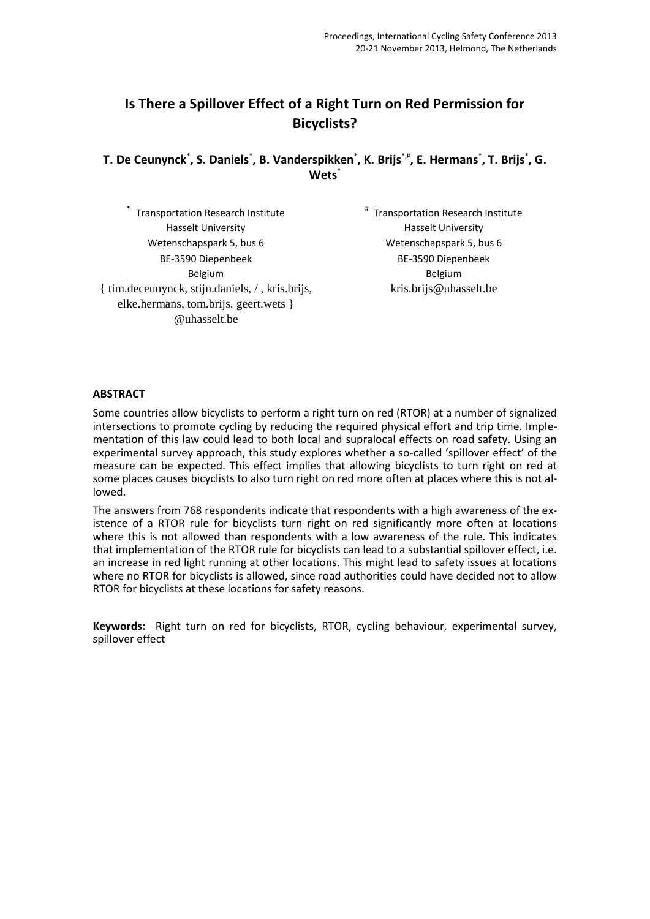# Is There a Spillover Effect of a Right Turn on Red Permission for Bicyclists?

**T. De Ceunynck[*], S. Daniels[*], B. Vanderspikken[*], K. Brijs[*,#], E. Hermans[*], T. Brijs[*], G. Wets[*]**

[*] Transportation Research Institute
Hasselt University
Wetenschapspark 5, bus 6
BE-3590 Diepenbeek
Belgium
{ tim.deceunynck, stijn.daniels, / , kris.brijs, elke.hermans, tom.brijs, geert.wets } @uhasselt.be

[#] Transportation Research Institute
Hasselt University
Wetenschapspark 5, bus 6
BE-3590 Diepenbeek
Belgium
kris.brijs@uhasselt.be

## ABSTRACT

Some countries allow bicyclists to perform a right turn on red (RTOR) at a number of signalized intersections to promote cycling by reducing the required physical effort and trip time. Implementation of this law could lead to both local and supralocal effects on road safety. Using an experimental survey approach, this study explores whether a so-called 'spillover effect' of the measure can be expected. This effect implies that allowing bicyclists to turn right on red at some places causes bicyclists to also turn right on red more often at places where this is not allowed.

The answers from 768 respondents indicate that respondents with a high awareness of the existence of a RTOR rule for bicyclists turn right on red significantly more often at locations where this is not allowed than respondents with a low awareness of the rule. This indicates that implementation of the RTOR rule for bicyclists can lead to a substantial spillover effect, i.e. an increase in red light running at other locations. This might lead to safety issues at locations where no RTOR for bicyclists is allowed, since road authorities could have decided not to allow RTOR for bicyclists at these locations for safety reasons.

**Keywords:** Right turn on red for bicyclists, RTOR, cycling behaviour, experimental survey, spillover effect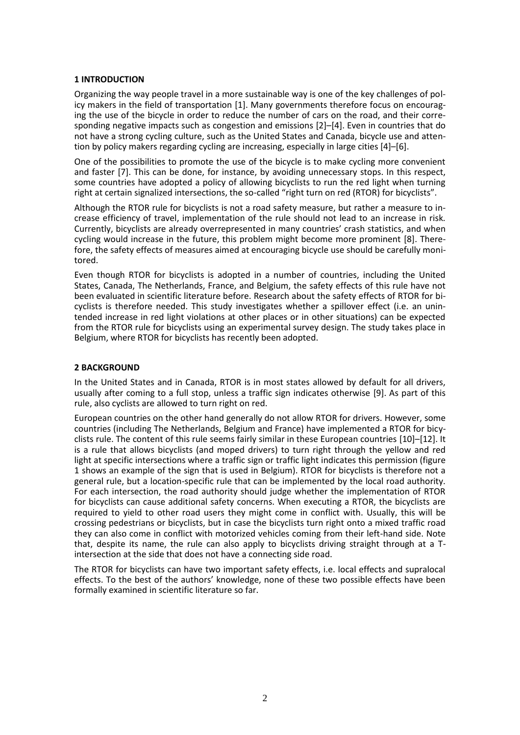## 1 INTRODUCTION

Organizing the way people travel in a more sustainable way is one of the key challenges of policy makers in the field of transportation [1]. Many governments therefore focus on encouraging the use of the bicycle in order to reduce the number of cars on the road, and their corresponding negative impacts such as congestion and emissions [2]–[4]. Even in countries that do not have a strong cycling culture, such as the United States and Canada, bicycle use and attention by policy makers regarding cycling are increasing, especially in large cities [4]–[6].

One of the possibilities to promote the use of the bicycle is to make cycling more convenient and faster [7]. This can be done, for instance, by avoiding unnecessary stops. In this respect, some countries have adopted a policy of allowing bicyclists to run the red light when turning right at certain signalized intersections, the so-called "right turn on red (RTOR) for bicyclists".

Although the RTOR rule for bicyclists is not a road safety measure, but rather a measure to increase efficiency of travel, implementation of the rule should not lead to an increase in risk. Currently, bicyclists are already overrepresented in many countries' crash statistics, and when cycling would increase in the future, this problem might become more prominent [8]. Therefore, the safety effects of measures aimed at encouraging bicycle use should be carefully monitored.

Even though RTOR for bicyclists is adopted in a number of countries, including the United States, Canada, The Netherlands, France, and Belgium, the safety effects of this rule have not been evaluated in scientific literature before. Research about the safety effects of RTOR for bicyclists is therefore needed. This study investigates whether a spillover effect (i.e. an unintended increase in red light violations at other places or in other situations) can be expected from the RTOR rule for bicyclists using an experimental survey design. The study takes place in Belgium, where RTOR for bicyclists has recently been adopted.

## 2 BACKGROUND

In the United States and in Canada, RTOR is in most states allowed by default for all drivers, usually after coming to a full stop, unless a traffic sign indicates otherwise [9]. As part of this rule, also cyclists are allowed to turn right on red.

European countries on the other hand generally do not allow RTOR for drivers. However, some countries (including The Netherlands, Belgium and France) have implemented a RTOR for bicyclists rule. The content of this rule seems fairly similar in these European countries [10]–[12]. It is a rule that allows bicyclists (and moped drivers) to turn right through the yellow and red light at specific intersections where a traffic sign or traffic light indicates this permission (figure 1 shows an example of the sign that is used in Belgium). RTOR for bicyclists is therefore not a general rule, but a location-specific rule that can be implemented by the local road authority. For each intersection, the road authority should judge whether the implementation of RTOR for bicyclists can cause additional safety concerns. When executing a RTOR, the bicyclists are required to yield to other road users they might come in conflict with. Usually, this will be crossing pedestrians or bicyclists, but in case the bicyclists turn right onto a mixed traffic road they can also come in conflict with motorized vehicles coming from their left-hand side. Note that, despite its name, the rule can also apply to bicyclists driving straight through at a T-intersection at the side that does not have a connecting side road.

The RTOR for bicyclists can have two important safety effects, i.e. local effects and supralocal effects. To the best of the authors' knowledge, none of these two possible effects have been formally examined in scientific literature so far.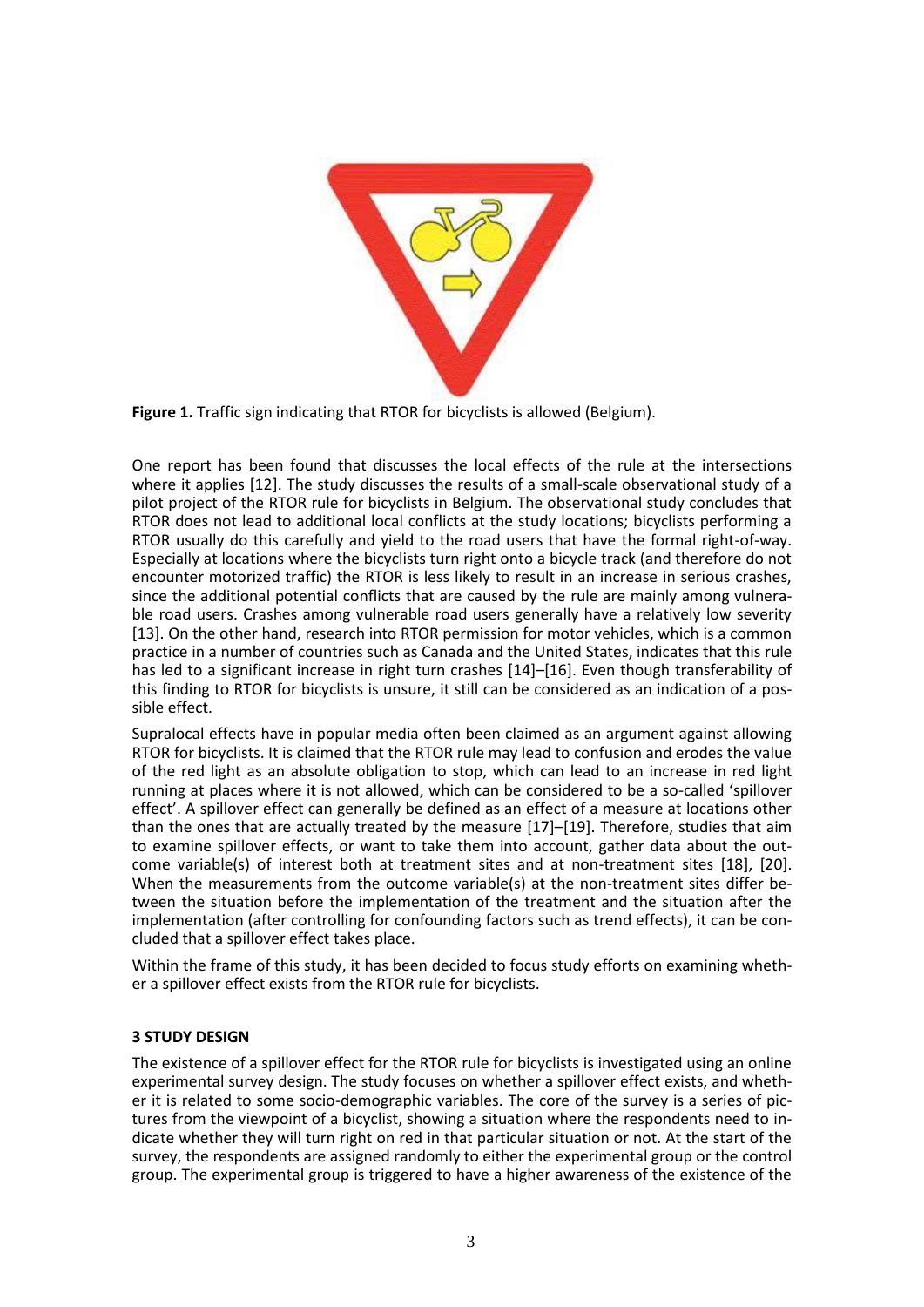**Figure 1.** Traffic sign indicating that RTOR for bicyclists is allowed (Belgium).

One report has been found that discusses the local effects of the rule at the intersections where it applies [12]. The study discusses the results of a small-scale observational study of a pilot project of the RTOR rule for bicyclists in Belgium. The observational study concludes that RTOR does not lead to additional local conflicts at the study locations; bicyclists performing a RTOR usually do this carefully and yield to the road users that have the formal right-of-way. Especially at locations where the bicyclists turn right onto a bicycle track (and therefore do not encounter motorized traffic) the RTOR is less likely to result in an increase in serious crashes, since the additional potential conflicts that are caused by the rule are mainly among vulnerable road users. Crashes among vulnerable road users generally have a relatively low severity [13]. On the other hand, research into RTOR permission for motor vehicles, which is a common practice in a number of countries such as Canada and the United States, indicates that this rule has led to a significant increase in right turn crashes [14]–[16]. Even though transferability of this finding to RTOR for bicyclists is unsure, it still can be considered as an indication of a possible effect.

Supralocal effects have in popular media often been claimed as an argument against allowing RTOR for bicyclists. It is claimed that the RTOR rule may lead to confusion and erodes the value of the red light as an absolute obligation to stop, which can lead to an increase in red light running at places where it is not allowed, which can be considered to be a so-called 'spillover effect'. A spillover effect can generally be defined as an effect of a measure at locations other than the ones that are actually treated by the measure [17]–[19]. Therefore, studies that aim to examine spillover effects, or want to take them into account, gather data about the outcome variable(s) of interest both at treatment sites and at non-treatment sites [18], [20]. When the measurements from the outcome variable(s) at the non-treatment sites differ between the situation before the implementation of the treatment and the situation after the implementation (after controlling for confounding factors such as trend effects), it can be concluded that a spillover effect takes place.

Within the frame of this study, it has been decided to focus study efforts on examining whether a spillover effect exists from the RTOR rule for bicyclists.

## 3 STUDY DESIGN

The existence of a spillover effect for the RTOR rule for bicyclists is investigated using an online experimental survey design. The study focuses on whether a spillover effect exists, and whether it is related to some socio-demographic variables. The core of the survey is a series of pictures from the viewpoint of a bicyclist, showing a situation where the respondents need to indicate whether they will turn right on red in that particular situation or not. At the start of the survey, the respondents are assigned randomly to either the experimental group or the control group. The experimental group is triggered to have a higher awareness of the existence of the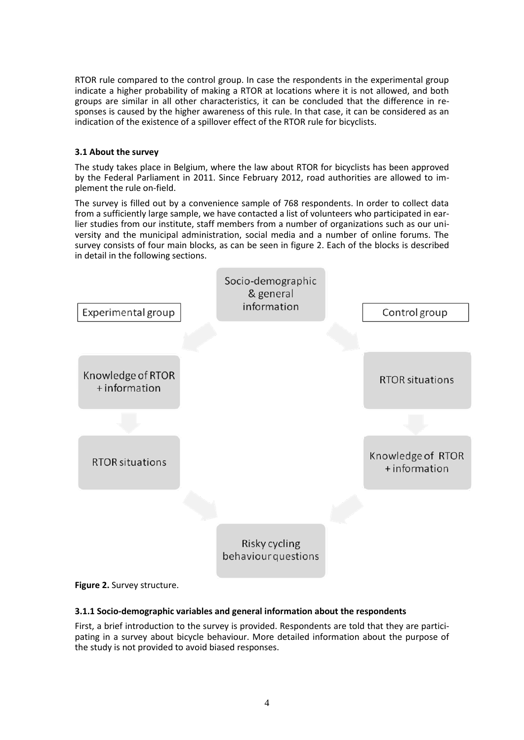RTOR rule compared to the control group. In case the respondents in the experimental group indicate a higher probability of making a RTOR at locations where it is not allowed, and both groups are similar in all other characteristics, it can be concluded that the difference in responses is caused by the higher awareness of this rule. In that case, it can be considered as an indication of the existence of a spillover effect of the RTOR rule for bicyclists.

### 3.1 About the survey

The study takes place in Belgium, where the law about RTOR for bicyclists has been approved by the Federal Parliament in 2011. Since February 2012, road authorities are allowed to implement the rule on-field.

The survey is filled out by a convenience sample of 768 respondents. In order to collect data from a sufficiently large sample, we have contacted a list of volunteers who participated in earlier studies from our institute, staff members from a number of organizations such as our university and the municipal administration, social media and a number of online forums. The survey consists of four main blocks, as can be seen in figure 2. Each of the blocks is described in detail in the following sections.

**Figure 2.** Survey structure.

#### 3.1.1 Socio-demographic variables and general information about the respondents

First, a brief introduction to the survey is provided. Respondents are told that they are participating in a survey about bicycle behaviour. More detailed information about the purpose of the study is not provided to avoid biased responses.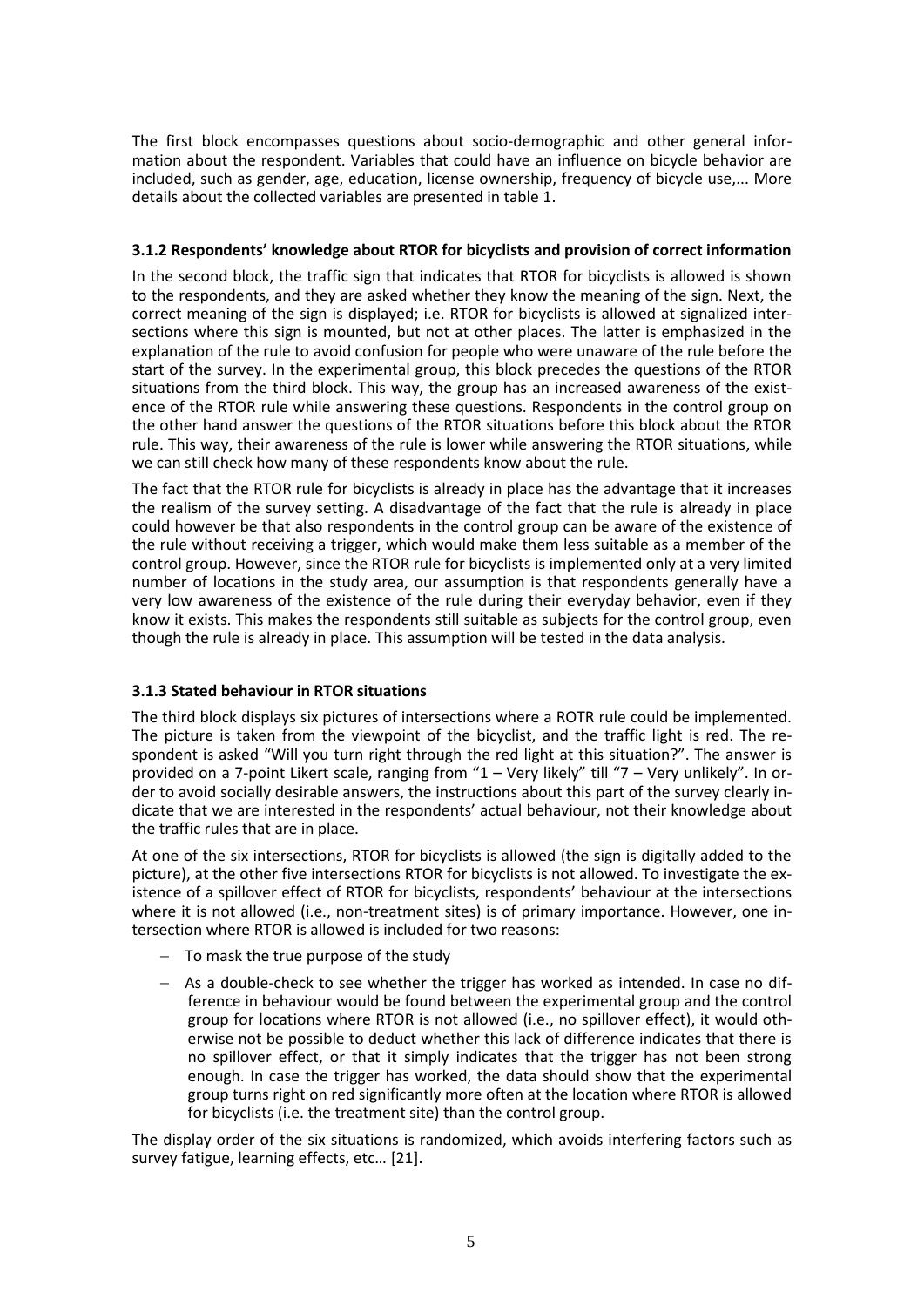The first block encompasses questions about socio-demographic and other general information about the respondent. Variables that could have an influence on bicycle behavior are included, such as gender, age, education, license ownership, frequency of bicycle use,... More details about the collected variables are presented in table 1.

### 3.1.2 Respondents' knowledge about RTOR for bicyclists and provision of correct information

In the second block, the traffic sign that indicates that RTOR for bicyclists is allowed is shown to the respondents, and they are asked whether they know the meaning of the sign. Next, the correct meaning of the sign is displayed; i.e. RTOR for bicyclists is allowed at signalized intersections where this sign is mounted, but not at other places. The latter is emphasized in the explanation of the rule to avoid confusion for people who were unaware of the rule before the start of the survey. In the experimental group, this block precedes the questions of the RTOR situations from the third block. This way, the group has an increased awareness of the existence of the RTOR rule while answering these questions. Respondents in the control group on the other hand answer the questions of the RTOR situations before this block about the RTOR rule. This way, their awareness of the rule is lower while answering the RTOR situations, while we can still check how many of these respondents know about the rule.

The fact that the RTOR rule for bicyclists is already in place has the advantage that it increases the realism of the survey setting. A disadvantage of the fact that the rule is already in place could however be that also respondents in the control group can be aware of the existence of the rule without receiving a trigger, which would make them less suitable as a member of the control group. However, since the RTOR rule for bicyclists is implemented only at a very limited number of locations in the study area, our assumption is that respondents generally have a very low awareness of the existence of the rule during their everyday behavior, even if they know it exists. This makes the respondents still suitable as subjects for the control group, even though the rule is already in place. This assumption will be tested in the data analysis.

### 3.1.3 Stated behaviour in RTOR situations

The third block displays six pictures of intersections where a ROTR rule could be implemented. The picture is taken from the viewpoint of the bicyclist, and the traffic light is red. The respondent is asked "Will you turn right through the red light at this situation?". The answer is provided on a 7-point Likert scale, ranging from "1 – Very likely" till "7 – Very unlikely". In order to avoid socially desirable answers, the instructions about this part of the survey clearly indicate that we are interested in the respondents' actual behaviour, not their knowledge about the traffic rules that are in place.

At one of the six intersections, RTOR for bicyclists is allowed (the sign is digitally added to the picture), at the other five intersections RTOR for bicyclists is not allowed. To investigate the existence of a spillover effect of RTOR for bicyclists, respondents' behaviour at the intersections where it is not allowed (i.e., non-treatment sites) is of primary importance. However, one intersection where RTOR is allowed is included for two reasons:

- To mask the true purpose of the study
- As a double-check to see whether the trigger has worked as intended. In case no difference in behaviour would be found between the experimental group and the control group for locations where RTOR is not allowed (i.e., no spillover effect), it would otherwise not be possible to deduct whether this lack of difference indicates that there is no spillover effect, or that it simply indicates that the trigger has not been strong enough. In case the trigger has worked, the data should show that the experimental group turns right on red significantly more often at the location where RTOR is allowed for bicyclists (i.e. the treatment site) than the control group.

The display order of the six situations is randomized, which avoids interfering factors such as survey fatigue, learning effects, etc… [21].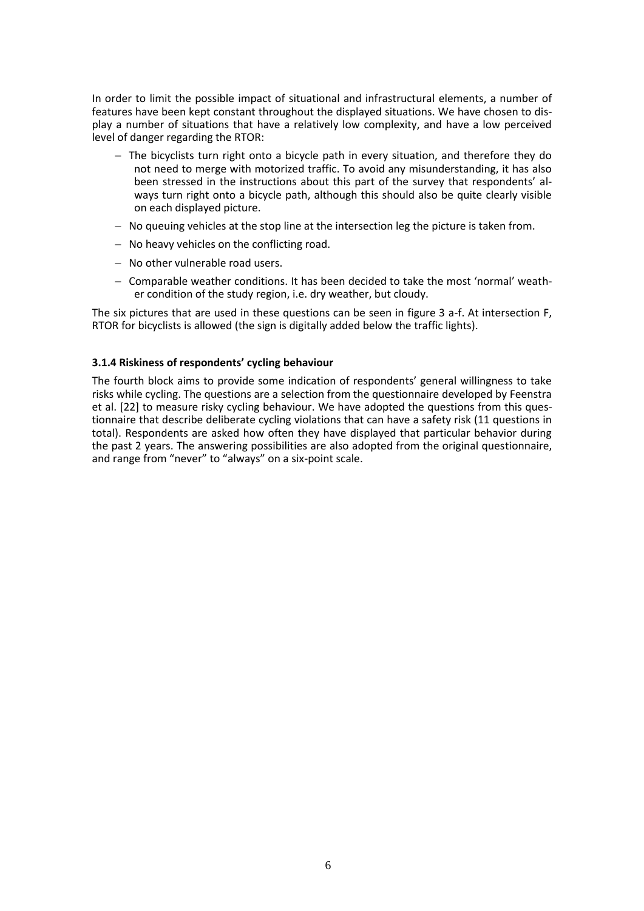In order to limit the possible impact of situational and infrastructural elements, a number of features have been kept constant throughout the displayed situations. We have chosen to display a number of situations that have a relatively low complexity, and have a low perceived level of danger regarding the RTOR:

- The bicyclists turn right onto a bicycle path in every situation, and therefore they do not need to merge with motorized traffic. To avoid any misunderstanding, it has also been stressed in the instructions about this part of the survey that respondents' always turn right onto a bicycle path, although this should also be quite clearly visible on each displayed picture.
- No queuing vehicles at the stop line at the intersection leg the picture is taken from.
- No heavy vehicles on the conflicting road.
- No other vulnerable road users.
- Comparable weather conditions. It has been decided to take the most 'normal' weather condition of the study region, i.e. dry weather, but cloudy.

The six pictures that are used in these questions can be seen in figure 3 a-f. At intersection F, RTOR for bicyclists is allowed (the sign is digitally added below the traffic lights).

#### 3.1.4 Riskiness of respondents' cycling behaviour

The fourth block aims to provide some indication of respondents' general willingness to take risks while cycling. The questions are a selection from the questionnaire developed by Feenstra et al. [22] to measure risky cycling behaviour. We have adopted the questions from this questionnaire that describe deliberate cycling violations that can have a safety risk (11 questions in total). Respondents are asked how often they have displayed that particular behavior during the past 2 years. The answering possibilities are also adopted from the original questionnaire, and range from "never" to "always" on a six-point scale.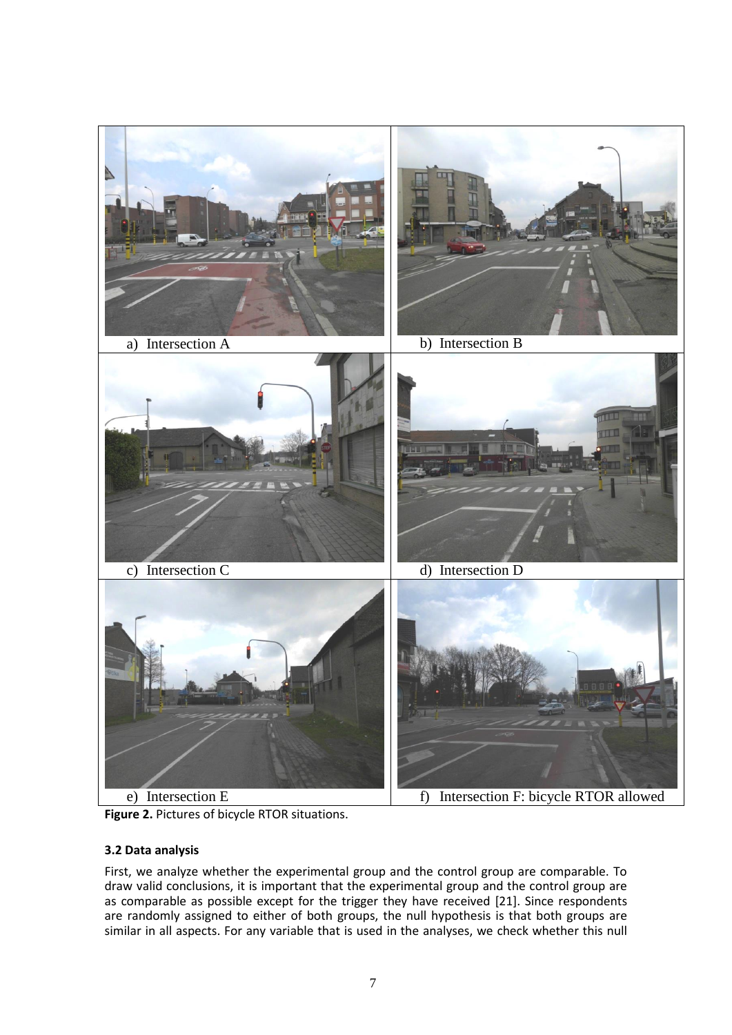a) Intersection A

b) Intersection B

c) Intersection C

d) Intersection D

e) Intersection E

f) Intersection F: bicycle RTOR allowed

**Figure 2.** Pictures of bicycle RTOR situations.

### 3.2 Data analysis

First, we analyze whether the experimental group and the control group are comparable. To draw valid conclusions, it is important that the experimental group and the control group are as comparable as possible except for the trigger they have received [21]. Since respondents are randomly assigned to either of both groups, the null hypothesis is that both groups are similar in all aspects. For any variable that is used in the analyses, we check whether this null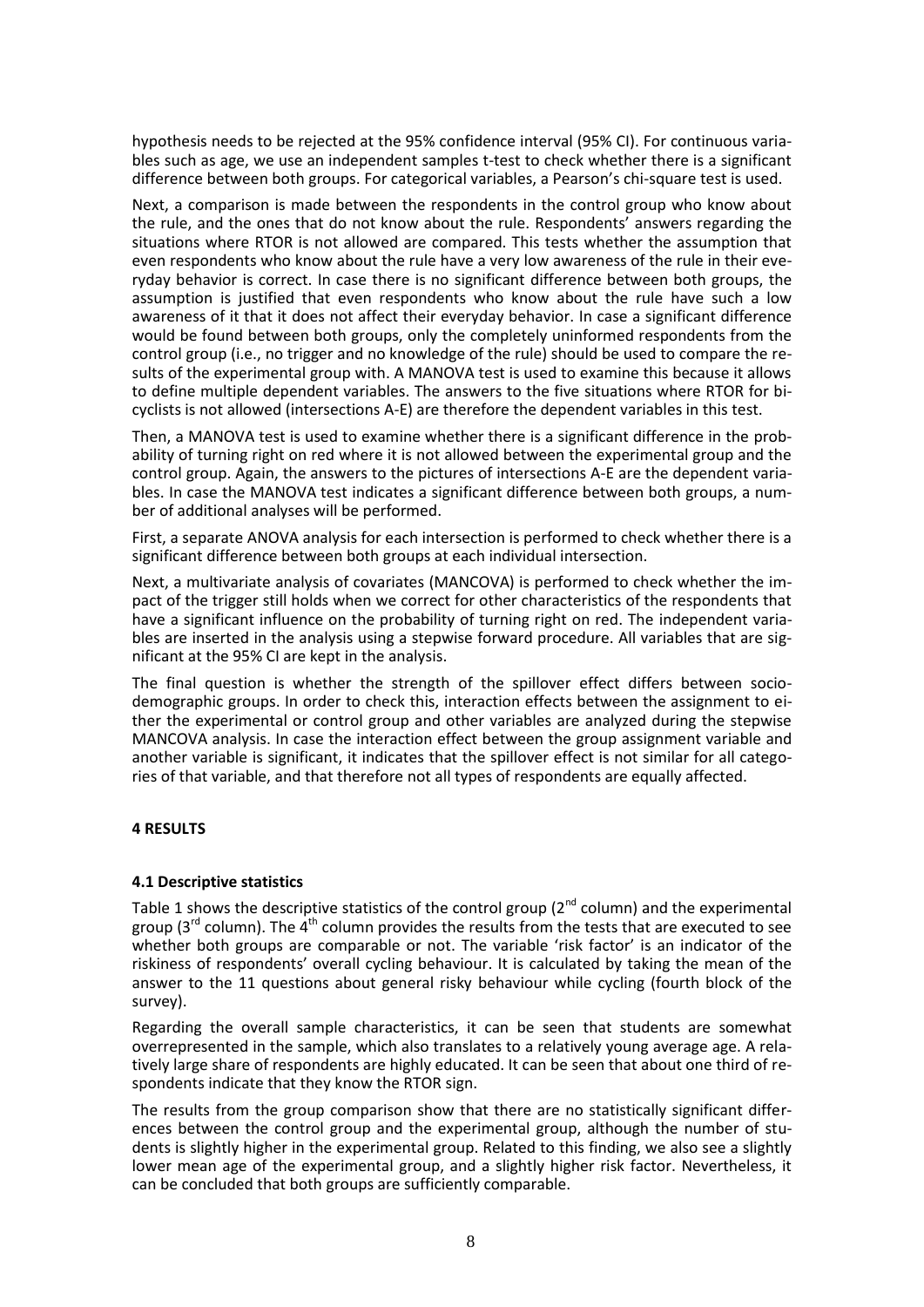hypothesis needs to be rejected at the 95% confidence interval (95% CI). For continuous variables such as age, we use an independent samples t-test to check whether there is a significant difference between both groups. For categorical variables, a Pearson's chi-square test is used.

Next, a comparison is made between the respondents in the control group who know about the rule, and the ones that do not know about the rule. Respondents' answers regarding the situations where RTOR is not allowed are compared. This tests whether the assumption that even respondents who know about the rule have a very low awareness of the rule in their everyday behavior is correct. In case there is no significant difference between both groups, the assumption is justified that even respondents who know about the rule have such a low awareness of it that it does not affect their everyday behavior. In case a significant difference would be found between both groups, only the completely uninformed respondents from the control group (i.e., no trigger and no knowledge of the rule) should be used to compare the results of the experimental group with. A MANOVA test is used to examine this because it allows to define multiple dependent variables. The answers to the five situations where RTOR for bicyclists is not allowed (intersections A-E) are therefore the dependent variables in this test.

Then, a MANOVA test is used to examine whether there is a significant difference in the probability of turning right on red where it is not allowed between the experimental group and the control group. Again, the answers to the pictures of intersections A-E are the dependent variables. In case the MANOVA test indicates a significant difference between both groups, a number of additional analyses will be performed.

First, a separate ANOVA analysis for each intersection is performed to check whether there is a significant difference between both groups at each individual intersection.

Next, a multivariate analysis of covariates (MANCOVA) is performed to check whether the impact of the trigger still holds when we correct for other characteristics of the respondents that have a significant influence on the probability of turning right on red. The independent variables are inserted in the analysis using a stepwise forward procedure. All variables that are significant at the 95% CI are kept in the analysis.

The final question is whether the strength of the spillover effect differs between socio-demographic groups. In order to check this, interaction effects between the assignment to either the experimental or control group and other variables are analyzed during the stepwise MANCOVA analysis. In case the interaction effect between the group assignment variable and another variable is significant, it indicates that the spillover effect is not similar for all categories of that variable, and that therefore not all types of respondents are equally affected.

## 4 RESULTS

### 4.1 Descriptive statistics

Table 1 shows the descriptive statistics of the control group (2nd column) and the experimental group (3rd column). The 4th column provides the results from the tests that are executed to see whether both groups are comparable or not. The variable 'risk factor' is an indicator of the riskiness of respondents' overall cycling behaviour. It is calculated by taking the mean of the answer to the 11 questions about general risky behaviour while cycling (fourth block of the survey).

Regarding the overall sample characteristics, it can be seen that students are somewhat overrepresented in the sample, which also translates to a relatively young average age. A relatively large share of respondents are highly educated. It can be seen that about one third of respondents indicate that they know the RTOR sign.

The results from the group comparison show that there are no statistically significant differences between the control group and the experimental group, although the number of students is slightly higher in the experimental group. Related to this finding, we also see a slightly lower mean age of the experimental group, and a slightly higher risk factor. Nevertheless, it can be concluded that both groups are sufficiently comparable.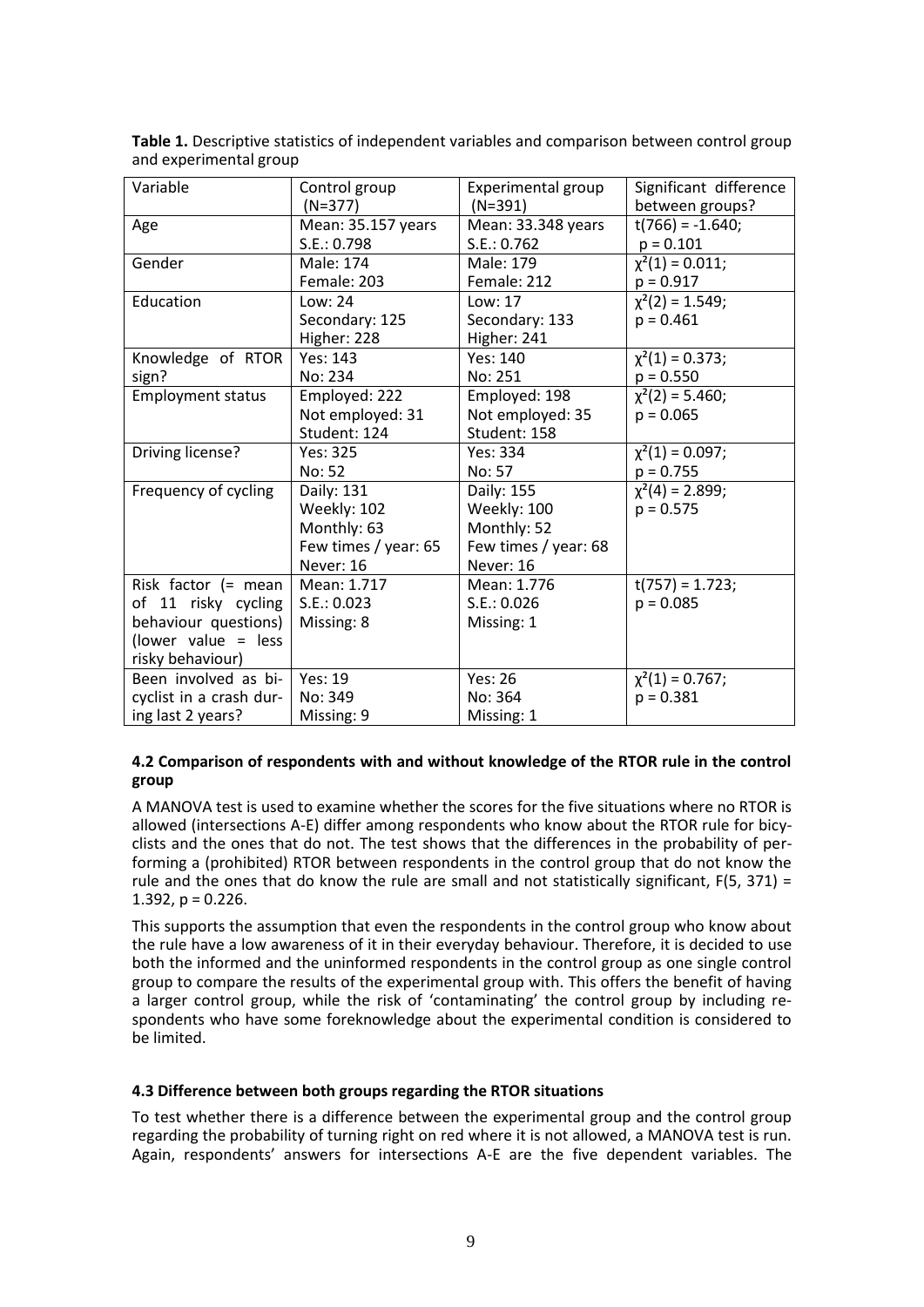**Table 1.** Descriptive statistics of independent variables and comparison between control group and experimental group

| Variable | Control group (N=377) | Experimental group (N=391) | Significant difference between groups? |
|---|---|---|---|
| Age | Mean: 35.157 years<br>S.E.: 0.798 | Mean: 33.348 years<br>S.E.: 0.762 | $t(766) = -1.640$;<br>$p = 0.101$ |
| Gender | Male: 174<br>Female: 203 | Male: 179<br>Female: 212 | $\chi^2(1) = 0.011$;<br>$p = 0.917$ |
| Education | Low: 24<br>Secondary: 125<br>Higher: 228 | Low: 17<br>Secondary: 133<br>Higher: 241 | $\chi^2(2) = 1.549$;<br>$p = 0.461$ |
| Knowledge of RTOR sign? | Yes: 143<br>No: 234 | Yes: 140<br>No: 251 | $\chi^2(1) = 0.373$;<br>$p = 0.550$ |
| Employment status | Employed: 222<br>Not employed: 31<br>Student: 124 | Employed: 198<br>Not employed: 35<br>Student: 158 | $\chi^2(2) = 5.460$;<br>$p = 0.065$ |
| Driving license? | Yes: 325<br>No: 52 | Yes: 334<br>No: 57 | $\chi^2(1) = 0.097$;<br>$p = 0.755$ |
| Frequency of cycling | Daily: 131<br>Weekly: 102<br>Monthly: 63<br>Few times / year: 65<br>Never: 16 | Daily: 155<br>Weekly: 100<br>Monthly: 52<br>Few times / year: 68<br>Never: 16 | $\chi^2(4) = 2.899$;<br>$p = 0.575$ |
| Risk factor (= mean of 11 risky cycling behaviour questions) (lower value = less risky behaviour) | Mean: 1.717<br>S.E.: 0.023<br>Missing: 8 | Mean: 1.776<br>S.E.: 0.026<br>Missing: 1 | $t(757) = 1.723$;<br>$p = 0.085$ |
| Been involved as bicyclist in a crash during last 2 years? | Yes: 19<br>No: 349<br>Missing: 9 | Yes: 26<br>No: 364<br>Missing: 1 | $\chi^2(1) = 0.767$;<br>$p = 0.381$ |

### 4.2 Comparison of respondents with and without knowledge of the RTOR rule in the control group

A MANOVA test is used to examine whether the scores for the five situations where no RTOR is allowed (intersections A-E) differ among respondents who know about the RTOR rule for bicyclists and the ones that do not. The test shows that the differences in the probability of performing a (prohibited) RTOR between respondents in the control group that do not know the rule and the ones that do know the rule are small and not statistically significant, $F(5, 371) = 1.392$, $p = 0.226$.

This supports the assumption that even the respondents in the control group who know about the rule have a low awareness of it in their everyday behaviour. Therefore, it is decided to use both the informed and the uninformed respondents in the control group as one single control group to compare the results of the experimental group with. This offers the benefit of having a larger control group, while the risk of 'contaminating' the control group by including respondents who have some foreknowledge about the experimental condition is considered to be limited.

### 4.3 Difference between both groups regarding the RTOR situations

To test whether there is a difference between the experimental group and the control group regarding the probability of turning right on red where it is not allowed, a MANOVA test is run. Again, respondents' answers for intersections A-E are the five dependent variables. The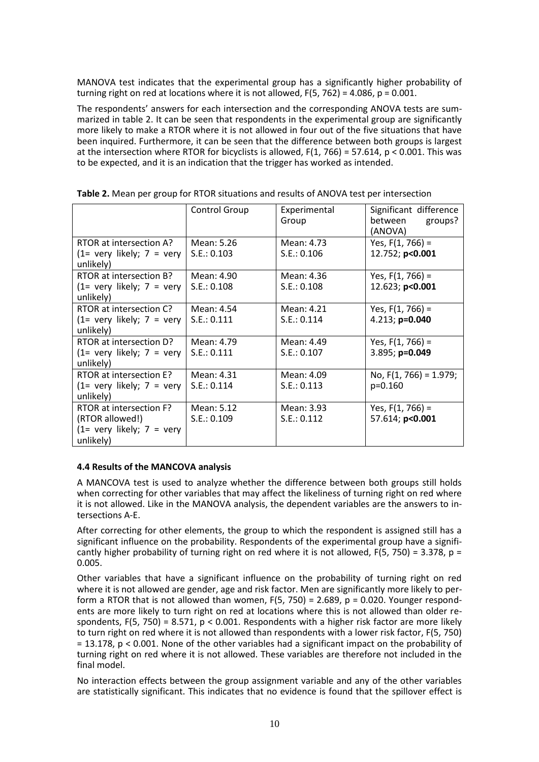MANOVA test indicates that the experimental group has a significantly higher probability of turning right on red at locations where it is not allowed, $F(5, 762) = 4.086$, $p = 0.001$.

The respondents' answers for each intersection and the corresponding ANOVA tests are summarized in table 2. It can be seen that respondents in the experimental group are significantly more likely to make a RTOR where it is not allowed in four out of the five situations that have been inquired. Furthermore, it can be seen that the difference between both groups is largest at the intersection where RTOR for bicyclists is allowed, $F(1, 766) = 57.614$, $p < 0.001$. This was to be expected, and it is an indication that the trigger has worked as intended.

**Table 2.** Mean per group for RTOR situations and results of ANOVA test per intersection

| | Control Group | Experimental Group | Significant difference between groups? (ANOVA) |
|---|---|---|---|
| RTOR at intersection A? (1= very likely; 7 = very unlikely) | Mean: 5.26<br>S.E.: 0.103 | Mean: 4.73<br>S.E.: 0.106 | Yes, $F(1, 766) =$ 12.752; **$p<0.001$** |
| RTOR at intersection B? (1= very likely; 7 = very unlikely) | Mean: 4.90<br>S.E.: 0.108 | Mean: 4.36<br>S.E.: 0.108 | Yes, $F(1, 766) =$ 12.623; **$p<0.001$** |
| RTOR at intersection C? (1= very likely; 7 = very unlikely) | Mean: 4.54<br>S.E.: 0.111 | Mean: 4.21<br>S.E.: 0.114 | Yes, $F(1, 766) =$ 4.213; **$p=0.040$** |
| RTOR at intersection D? (1= very likely; 7 = very unlikely) | Mean: 4.79<br>S.E.: 0.111 | Mean: 4.49<br>S.E.: 0.107 | Yes, $F(1, 766) =$ 3.895; **$p=0.049$** |
| RTOR at intersection E? (1= very likely; 7 = very unlikely) | Mean: 4.31<br>S.E.: 0.114 | Mean: 4.09<br>S.E.: 0.113 | No, $F(1, 766) = 1.979$; $p=0.160$ |
| RTOR at intersection F? (RTOR allowed!) (1= very likely; 7 = very unlikely) | Mean: 5.12<br>S.E.: 0.109 | Mean: 3.93<br>S.E.: 0.112 | Yes, $F(1, 766) =$ 57.614; **$p<0.001$** |

#### 4.4 Results of the MANCOVA analysis

A MANCOVA test is used to analyze whether the difference between both groups still holds when correcting for other variables that may affect the likeliness of turning right on red where it is not allowed. Like in the MANOVA analysis, the dependent variables are the answers to intersections A-E.

After correcting for other elements, the group to which the respondent is assigned still has a significant influence on the probability. Respondents of the experimental group have a significantly higher probability of turning right on red where it is not allowed, $F(5, 750) = 3.378$, $p = 0.005$.

Other variables that have a significant influence on the probability of turning right on red where it is not allowed are gender, age and risk factor. Men are significantly more likely to perform a RTOR that is not allowed than women, $F(5, 750) = 2.689$, $p = 0.020$. Younger respondents are more likely to turn right on red at locations where this is not allowed than older respondents, $F(5, 750) = 8.571$, $p < 0.001$. Respondents with a higher risk factor are more likely to turn right on red where it is not allowed than respondents with a lower risk factor, $F(5, 750) = 13.178$, $p < 0.001$. None of the other variables had a significant impact on the probability of turning right on red where it is not allowed. These variables are therefore not included in the final model.

No interaction effects between the group assignment variable and any of the other variables are statistically significant. This indicates that no evidence is found that the spillover effect is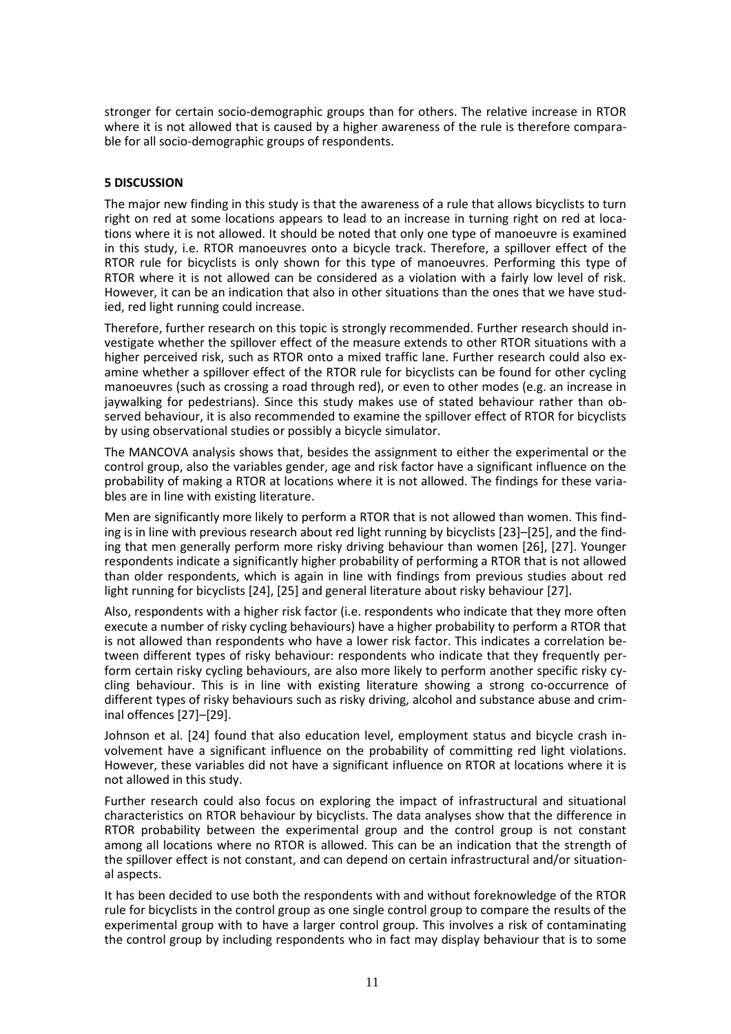stronger for certain socio-demographic groups than for others. The relative increase in RTOR where it is not allowed that is caused by a higher awareness of the rule is therefore comparable for all socio-demographic groups of respondents.

## 5 DISCUSSION

The major new finding in this study is that the awareness of a rule that allows bicyclists to turn right on red at some locations appears to lead to an increase in turning right on red at locations where it is not allowed. It should be noted that only one type of manoeuvre is examined in this study, i.e. RTOR manoeuvres onto a bicycle track. Therefore, a spillover effect of the RTOR rule for bicyclists is only shown for this type of manoeuvres. Performing this type of RTOR where it is not allowed can be considered as a violation with a fairly low level of risk. However, it can be an indication that also in other situations than the ones that we have studied, red light running could increase.

Therefore, further research on this topic is strongly recommended. Further research should investigate whether the spillover effect of the measure extends to other RTOR situations with a higher perceived risk, such as RTOR onto a mixed traffic lane. Further research could also examine whether a spillover effect of the RTOR rule for bicyclists can be found for other cycling manoeuvres (such as crossing a road through red), or even to other modes (e.g. an increase in jaywalking for pedestrians). Since this study makes use of stated behaviour rather than observed behaviour, it is also recommended to examine the spillover effect of RTOR for bicyclists by using observational studies or possibly a bicycle simulator.

The MANCOVA analysis shows that, besides the assignment to either the experimental or the control group, also the variables gender, age and risk factor have a significant influence on the probability of making a RTOR at locations where it is not allowed. The findings for these variables are in line with existing literature.

Men are significantly more likely to perform a RTOR that is not allowed than women. This finding is in line with previous research about red light running by bicyclists [23]–[25], and the finding that men generally perform more risky driving behaviour than women [26], [27]. Younger respondents indicate a significantly higher probability of performing a RTOR that is not allowed than older respondents, which is again in line with findings from previous studies about red light running for bicyclists [24], [25] and general literature about risky behaviour [27].

Also, respondents with a higher risk factor (i.e. respondents who indicate that they more often execute a number of risky cycling behaviours) have a higher probability to perform a RTOR that is not allowed than respondents who have a lower risk factor. This indicates a correlation between different types of risky behaviour: respondents who indicate that they frequently perform certain risky cycling behaviours, are also more likely to perform another specific risky cycling behaviour. This is in line with existing literature showing a strong co-occurrence of different types of risky behaviours such as risky driving, alcohol and substance abuse and criminal offences [27]–[29].

Johnson et al. [24] found that also education level, employment status and bicycle crash involvement have a significant influence on the probability of committing red light violations. However, these variables did not have a significant influence on RTOR at locations where it is not allowed in this study.

Further research could also focus on exploring the impact of infrastructural and situational characteristics on RTOR behaviour by bicyclists. The data analyses show that the difference in RTOR probability between the experimental group and the control group is not constant among all locations where no RTOR is allowed. This can be an indication that the strength of the spillover effect is not constant, and can depend on certain infrastructural and/or situational aspects.

It has been decided to use both the respondents with and without foreknowledge of the RTOR rule for bicyclists in the control group as one single control group to compare the results of the experimental group with to have a larger control group. This involves a risk of contaminating the control group by including respondents who in fact may display behaviour that is to some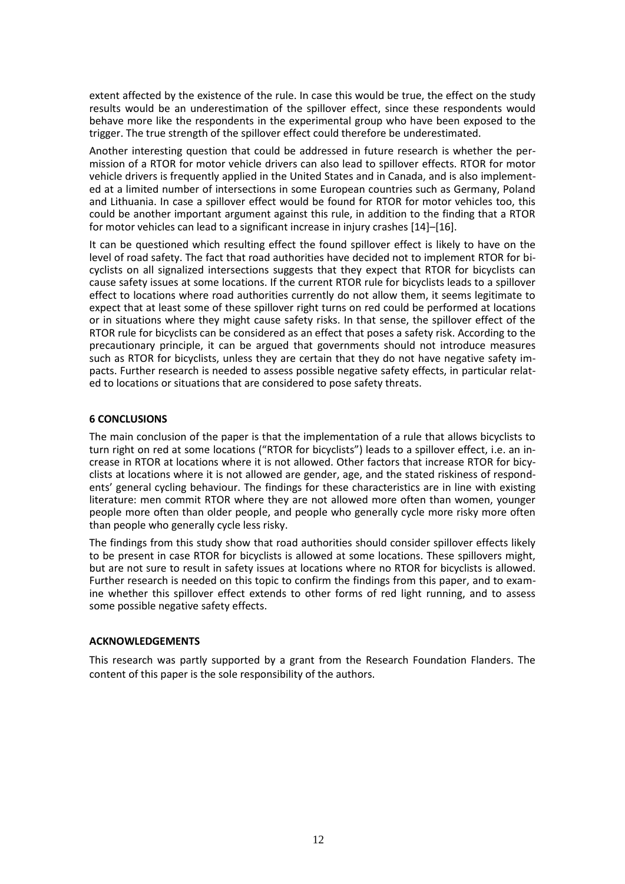extent affected by the existence of the rule. In case this would be true, the effect on the study results would be an underestimation of the spillover effect, since these respondents would behave more like the respondents in the experimental group who have been exposed to the trigger. The true strength of the spillover effect could therefore be underestimated.

Another interesting question that could be addressed in future research is whether the permission of a RTOR for motor vehicle drivers can also lead to spillover effects. RTOR for motor vehicle drivers is frequently applied in the United States and in Canada, and is also implemented at a limited number of intersections in some European countries such as Germany, Poland and Lithuania. In case a spillover effect would be found for RTOR for motor vehicles too, this could be another important argument against this rule, in addition to the finding that a RTOR for motor vehicles can lead to a significant increase in injury crashes [14]–[16].

It can be questioned which resulting effect the found spillover effect is likely to have on the level of road safety. The fact that road authorities have decided not to implement RTOR for bicyclists on all signalized intersections suggests that they expect that RTOR for bicyclists can cause safety issues at some locations. If the current RTOR rule for bicyclists leads to a spillover effect to locations where road authorities currently do not allow them, it seems legitimate to expect that at least some of these spillover right turns on red could be performed at locations or in situations where they might cause safety risks. In that sense, the spillover effect of the RTOR rule for bicyclists can be considered as an effect that poses a safety risk. According to the precautionary principle, it can be argued that governments should not introduce measures such as RTOR for bicyclists, unless they are certain that they do not have negative safety impacts. Further research is needed to assess possible negative safety effects, in particular related to locations or situations that are considered to pose safety threats.

## 6 CONCLUSIONS

The main conclusion of the paper is that the implementation of a rule that allows bicyclists to turn right on red at some locations ("RTOR for bicyclists") leads to a spillover effect, i.e. an increase in RTOR at locations where it is not allowed. Other factors that increase RTOR for bicyclists at locations where it is not allowed are gender, age, and the stated riskiness of respondents' general cycling behaviour. The findings for these characteristics are in line with existing literature: men commit RTOR where they are not allowed more often than women, younger people more often than older people, and people who generally cycle more risky more often than people who generally cycle less risky.

The findings from this study show that road authorities should consider spillover effects likely to be present in case RTOR for bicyclists is allowed at some locations. These spillovers might, but are not sure to result in safety issues at locations where no RTOR for bicyclists is allowed. Further research is needed on this topic to confirm the findings from this paper, and to examine whether this spillover effect extends to other forms of red light running, and to assess some possible negative safety effects.

## ACKNOWLEDGEMENTS

This research was partly supported by a grant from the Research Foundation Flanders. The content of this paper is the sole responsibility of the authors.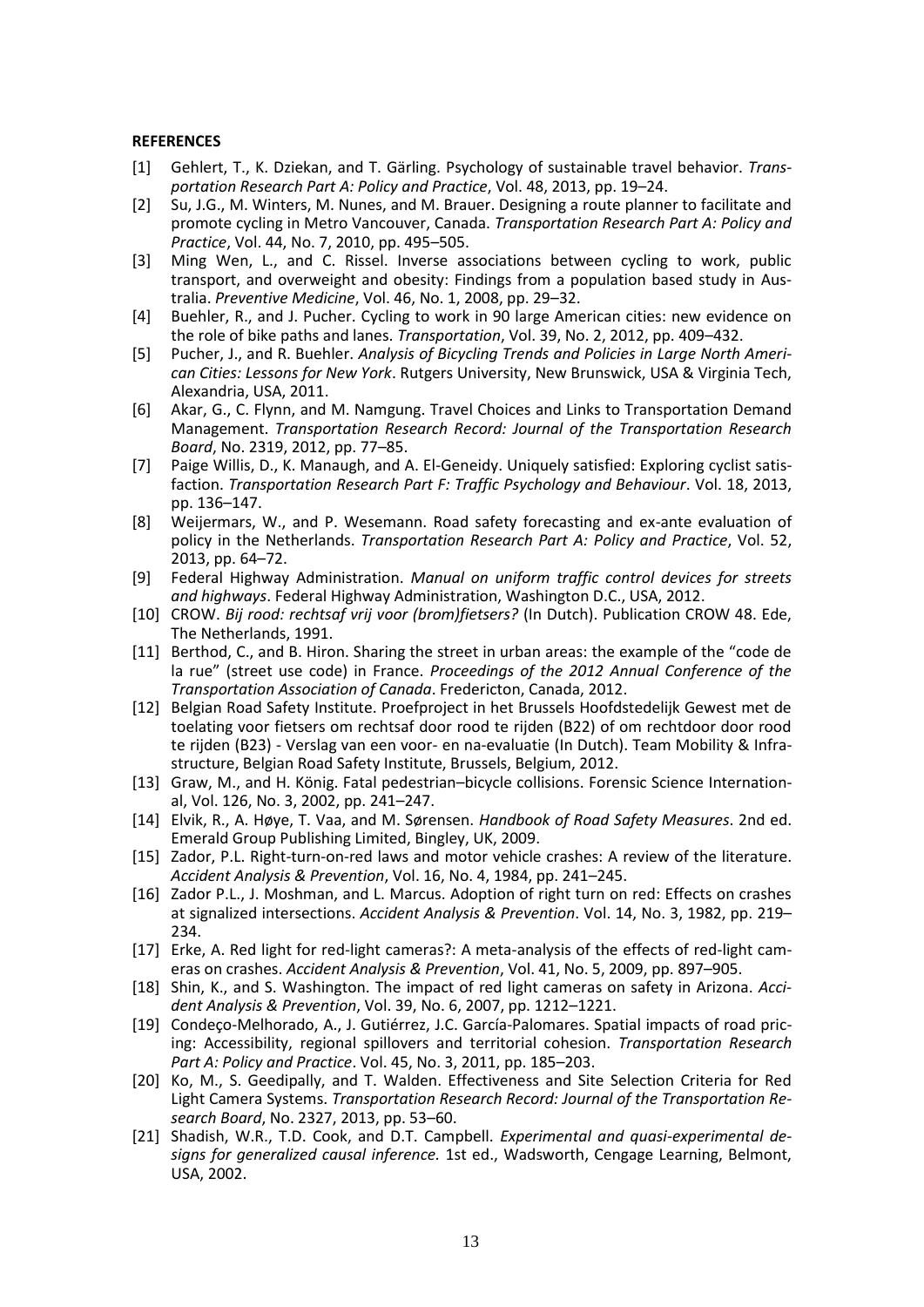**REFERENCES**

[1] Gehlert, T., K. Dziekan, and T. Gärling. Psychology of sustainable travel behavior. *Transportation Research Part A: Policy and Practice*, Vol. 48, 2013, pp. 19–24.

[2] Su, J.G., M. Winters, M. Nunes, and M. Brauer. Designing a route planner to facilitate and promote cycling in Metro Vancouver, Canada. *Transportation Research Part A: Policy and Practice*, Vol. 44, No. 7, 2010, pp. 495–505.

[3] Ming Wen, L., and C. Rissel. Inverse associations between cycling to work, public transport, and overweight and obesity: Findings from a population based study in Australia. *Preventive Medicine*, Vol. 46, No. 1, 2008, pp. 29–32.

[4] Buehler, R., and J. Pucher. Cycling to work in 90 large American cities: new evidence on the role of bike paths and lanes. *Transportation*, Vol. 39, No. 2, 2012, pp. 409–432.

[5] Pucher, J., and R. Buehler. *Analysis of Bicycling Trends and Policies in Large North American Cities: Lessons for New York*. Rutgers University, New Brunswick, USA & Virginia Tech, Alexandria, USA, 2011.

[6] Akar, G., C. Flynn, and M. Namgung. Travel Choices and Links to Transportation Demand Management. *Transportation Research Record: Journal of the Transportation Research Board*, No. 2319, 2012, pp. 77–85.

[7] Paige Willis, D., K. Manaugh, and A. El-Geneidy. Uniquely satisfied: Exploring cyclist satisfaction. *Transportation Research Part F: Traffic Psychology and Behaviour*. Vol. 18, 2013, pp. 136–147.

[8] Weijermars, W., and P. Wesemann. Road safety forecasting and ex-ante evaluation of policy in the Netherlands. *Transportation Research Part A: Policy and Practice*, Vol. 52, 2013, pp. 64–72.

[9] Federal Highway Administration. *Manual on uniform traffic control devices for streets and highways*. Federal Highway Administration, Washington D.C., USA, 2012.

[10] CROW. *Bij rood: rechtsaf vrij voor (brom)fietsers?* (In Dutch). Publication CROW 48. Ede, The Netherlands, 1991.

[11] Berthod, C., and B. Hiron. Sharing the street in urban areas: the example of the "code de la rue" (street use code) in France. *Proceedings of the 2012 Annual Conference of the Transportation Association of Canada*. Fredericton, Canada, 2012.

[12] Belgian Road Safety Institute. Proefproject in het Brussels Hoofdstedelijk Gewest met de toelating voor fietsers om rechtsaf door rood te rijden (B22) of om rechtdoor door rood te rijden (B23) - Verslag van een voor- en na-evaluatie (In Dutch). Team Mobility & Infrastructure, Belgian Road Safety Institute, Brussels, Belgium, 2012.

[13] Graw, M., and H. König. Fatal pedestrian–bicycle collisions. Forensic Science International, Vol. 126, No. 3, 2002, pp. 241–247.

[14] Elvik, R., A. Høye, T. Vaa, and M. Sørensen. *Handbook of Road Safety Measures*. 2nd ed. Emerald Group Publishing Limited, Bingley, UK, 2009.

[15] Zador, P.L. Right-turn-on-red laws and motor vehicle crashes: A review of the literature. *Accident Analysis & Prevention*, Vol. 16, No. 4, 1984, pp. 241–245.

[16] Zador P.L., J. Moshman, and L. Marcus. Adoption of right turn on red: Effects on crashes at signalized intersections. *Accident Analysis & Prevention*. Vol. 14, No. 3, 1982, pp. 219–234.

[17] Erke, A. Red light for red-light cameras?: A meta-analysis of the effects of red-light cameras on crashes. *Accident Analysis & Prevention*, Vol. 41, No. 5, 2009, pp. 897–905.

[18] Shin, K., and S. Washington. The impact of red light cameras on safety in Arizona. *Accident Analysis & Prevention*, Vol. 39, No. 6, 2007, pp. 1212–1221.

[19] Condeço-Melhorado, A., J. Gutiérrez, J.C. García-Palomares. Spatial impacts of road pricing: Accessibility, regional spillovers and territorial cohesion. *Transportation Research Part A: Policy and Practice*. Vol. 45, No. 3, 2011, pp. 185–203.

[20] Ko, M., S. Geedipally, and T. Walden. Effectiveness and Site Selection Criteria for Red Light Camera Systems. *Transportation Research Record: Journal of the Transportation Research Board*, No. 2327, 2013, pp. 53–60.

[21] Shadish, W.R., T.D. Cook, and D.T. Campbell. *Experimental and quasi-experimental designs for generalized causal inference.* 1st ed., Wadsworth, Cengage Learning, Belmont, USA, 2002.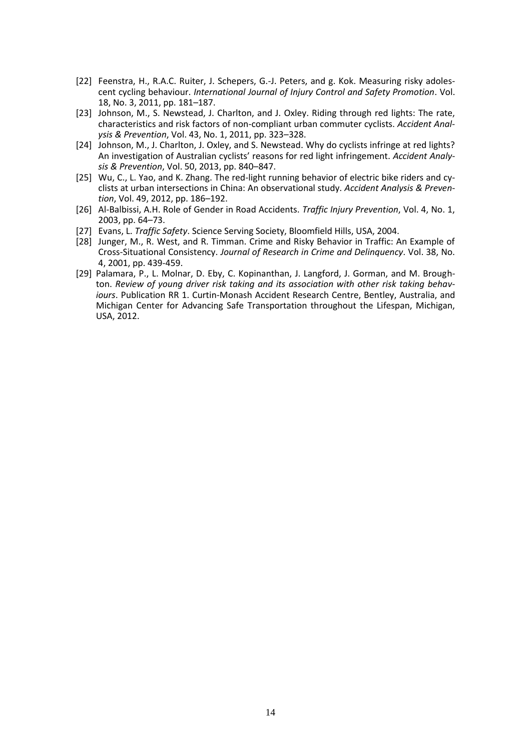[22] Feenstra, H., R.A.C. Ruiter, J. Schepers, G.-J. Peters, and g. Kok. Measuring risky adolescent cycling behaviour. *International Journal of Injury Control and Safety Promotion*. Vol. 18, No. 3, 2011, pp. 181–187.

[23] Johnson, M., S. Newstead, J. Charlton, and J. Oxley. Riding through red lights: The rate, characteristics and risk factors of non-compliant urban commuter cyclists. *Accident Analysis & Prevention*, Vol. 43, No. 1, 2011, pp. 323–328.

[24] Johnson, M., J. Charlton, J. Oxley, and S. Newstead. Why do cyclists infringe at red lights? An investigation of Australian cyclists' reasons for red light infringement. *Accident Analysis & Prevention*, Vol. 50, 2013, pp. 840–847.

[25] Wu, C., L. Yao, and K. Zhang. The red-light running behavior of electric bike riders and cyclists at urban intersections in China: An observational study. *Accident Analysis & Prevention*, Vol. 49, 2012, pp. 186–192.

[26] Al-Balbissi, A.H. Role of Gender in Road Accidents. *Traffic Injury Prevention*, Vol. 4, No. 1, 2003, pp. 64–73.

[27] Evans, L. *Traffic Safety*. Science Serving Society, Bloomfield Hills, USA, 2004.

[28] Junger, M., R. West, and R. Timman. Crime and Risky Behavior in Traffic: An Example of Cross-Situational Consistency. *Journal of Research in Crime and Delinquency*. Vol. 38, No. 4, 2001, pp. 439-459.

[29] Palamara, P., L. Molnar, D. Eby, C. Kopinanthan, J. Langford, J. Gorman, and M. Broughton. *Review of young driver risk taking and its association with other risk taking behaviours*. Publication RR 1. Curtin-Monash Accident Research Centre, Bentley, Australia, and Michigan Center for Advancing Safe Transportation throughout the Lifespan, Michigan, USA, 2012.